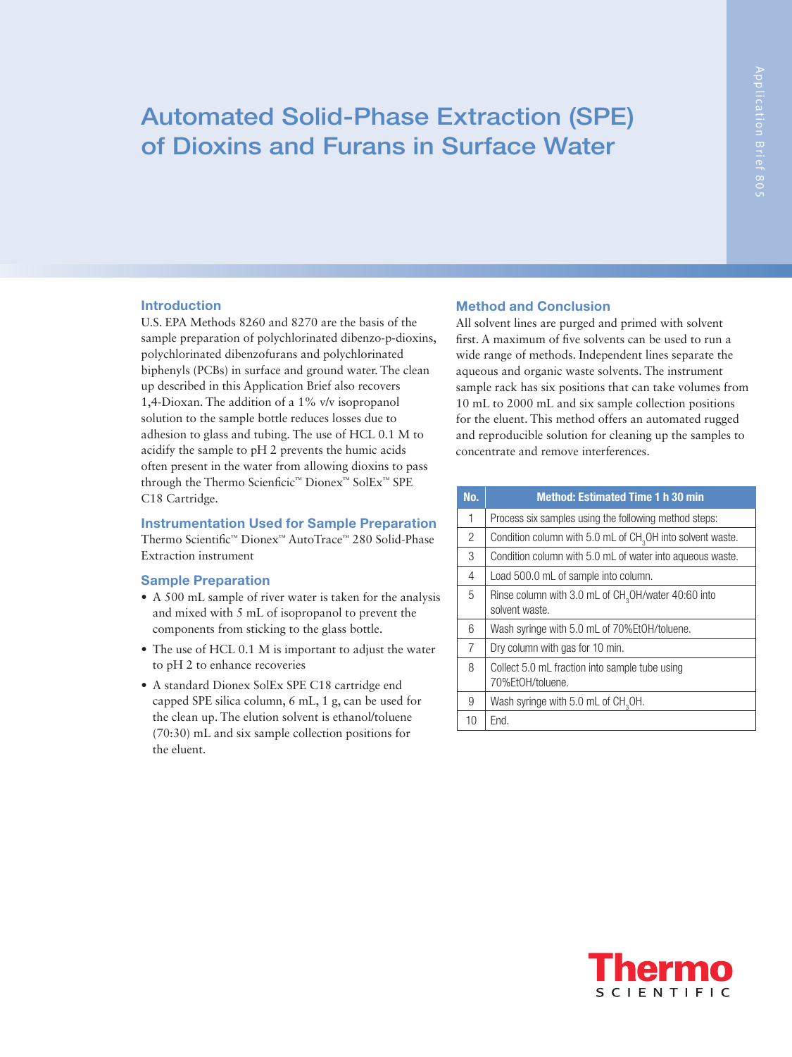# Automated Solid-Phase Extraction (SPE) of Dioxins and Furans in Surface Water

## Introduction

U.S. EPA Methods 8260 and 8270 are the basis of the sample preparation of polychlorinated dibenzo-p-dioxins, polychlorinated dibenzofurans and polychlorinated biphenyls (PCBs) in surface and ground water. The clean up described in this Application Brief also recovers 1,4-Dioxan. The addition of a 1% v/v isopropanol solution to the sample bottle reduces losses due to adhesion to glass and tubing. The use of HCL 0.1 M to acidify the sample to pH 2 prevents the humic acids often present in the water from allowing dioxins to pass through the Thermo Scienficic™ Dionex™ SolEx™ SPE C18 Cartridge.

## Instrumentation Used for Sample Preparation

Thermo Scientific™ Dionex™ AutoTrace™ 280 Solid-Phase Extraction instrument

## Sample Preparation

- A 500 mL sample of river water is taken for the analysis and mixed with 5 mL of isopropanol to prevent the components from sticking to the glass bottle.
- The use of HCL 0.1 M is important to adjust the water to pH 2 to enhance recoveries
- A standard Dionex SolEx SPE C18 cartridge end capped SPE silica column, 6 mL, 1 g, can be used for the clean up. The elution solvent is ethanol/toluene (70:30) mL and six sample collection positions for the eluent.

## Method and Conclusion

All solvent lines are purged and primed with solvent first. A maximum of five solvents can be used to run a wide range of methods. Independent lines separate the aqueous and organic waste solvents. The instrument sample rack has six positions that can take volumes from 10 mL to 2000 mL and six sample collection positions for the eluent. This method offers an automated rugged and reproducible solution for cleaning up the samples to concentrate and remove interferences.

| No. | Method: Estimated Time 1 h 30 min |
|---|---|
| 1 | Process six samples using the following method steps: |
| 2 | Condition column with 5.0 mL of $CH_3OH$ into solvent waste. |
| 3 | Condition column with 5.0 mL of water into aqueous waste. |
| 4 | Load 500.0 mL of sample into column. |
| 5 | Rinse column with 3.0 mL of $CH_3OH$/water 40:60 into solvent waste. |
| 6 | Wash syringe with 5.0 mL of 70%EtOH/toluene. |
| 7 | Dry column with gas for 10 min. |
| 8 | Collect 5.0 mL fraction into sample tube using 70%EtOH/toluene. |
| 9 | Wash syringe with 5.0 mL of $CH_3OH$. |
| 10 | End. |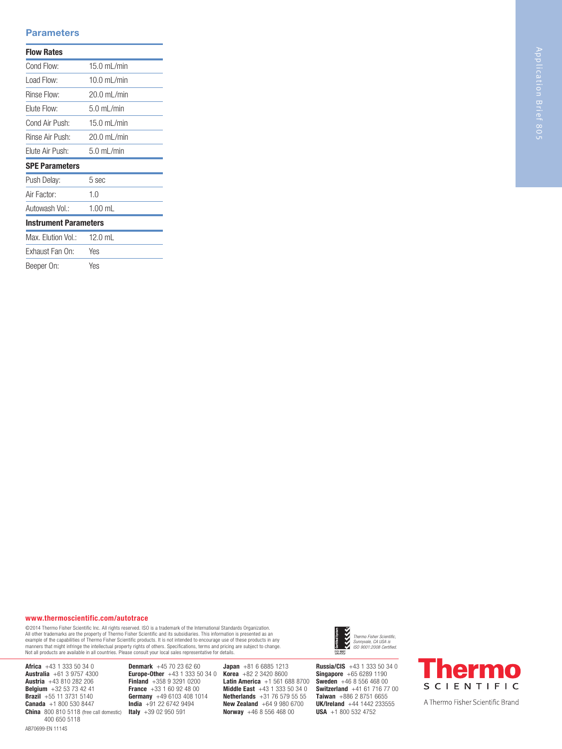## Parameters

| | |
|---|---|
| **Flow Rates** | |
| Cond Flow: | 15.0 mL/min |
| Load Flow: | 10.0 mL/min |
| Rinse Flow: | 20.0 mL/min |
| Elute Flow: | 5.0 mL/min |
| Cond Air Push: | 15.0 mL/min |
| Rinse Air Push: | 20.0 mL/min |
| Elute Air Push: | 5.0 mL/min |
| **SPE Parameters** | |
| Push Delay: | 5 sec |
| Air Factor: | 1.0 |
| Autowash Vol.: | 1.00 mL |
| **Instrument Parameters** | |
| Max. Elution Vol.: | 12.0 mL |
| Exhaust Fan On: | Yes |
| Beeper On: | Yes |

**www.thermoscientific.com/autotrace**

©2014 Thermo Fisher Scientific Inc. All rights reserved. ISO is a trademark of the International Standards Organization. All other trademarks are the property of Thermo Fisher Scientific and its subsidiaries. This information is presented as an example of the capabilities of Thermo Fisher Scientific products. It is not intended to encourage use of these products in any manners that might infringe the intellectual property rights of others. Specifications, terms and pricing are subject to change. Not all products are available in all countries. Please consult your local sales representative for details.

*Thermo Fisher Scientific, Sunnyvale, CA USA is ISO 9001:2008 Certified.*

**Africa** +43 1 333 50 34 0
**Australia** +61 3 9757 4300
**Austria** +43 810 282 206
**Belgium** +32 53 73 42 41
**Brazil** +55 11 3731 5140
**Canada** +1 800 530 8447
**China** 800 810 5118 (free call domestic) 400 650 5118
**Denmark** +45 70 23 62 60
**Europe-Other** +43 1 333 50 34 0
**Finland** +358 9 3291 0200
**France** +33 1 60 92 48 00
**Germany** +49 6103 408 1014
**India** +91 22 6742 9494
**Italy** +39 02 950 591
**Japan** +81 6 6885 1213
**Korea** +82 2 3420 8600
**Latin America** +1 561 688 8700
**Middle East** +43 1 333 50 34 0
**Netherlands** +31 76 579 55 55
**New Zealand** +64 9 980 6700
**Norway** +46 8 556 468 00
**Russia/CIS** +43 1 333 50 34 0
**Singapore** +65 6289 1190
**Sweden** +46 8 556 468 00
**Switzerland** +41 61 716 77 00
**Taiwan** +886 2 8751 6655
**UK/Ireland** +44 1442 233555
**USA** +1 800 532 4752

**Thermo SCIENTIFIC**
A Thermo Fisher Scientific Brand

AB70699-EN 1114S